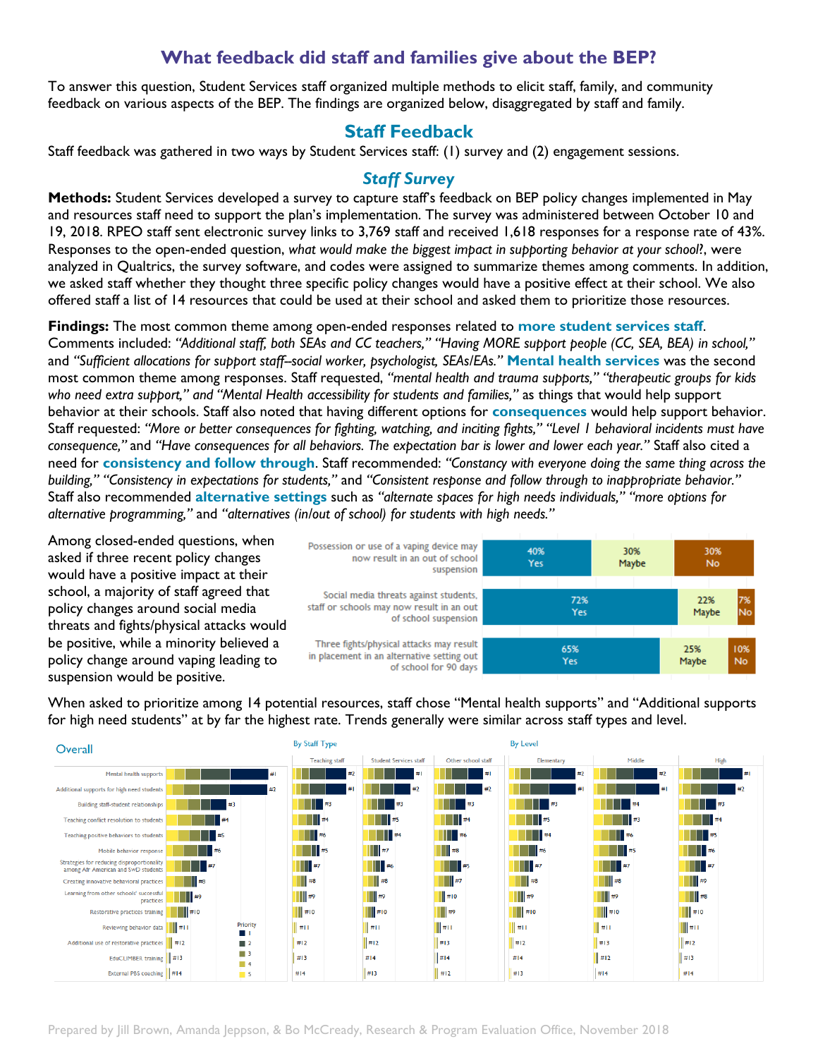# What feedback did staff and families give about the BEP?

To answer this question, Student Services staff organized multiple methods to elicit staff, family, and community feedback on various aspects of the BEP. The findings are organized below, disaggregated by staff and family.

## Staff Feedback

Staff feedback was gathered in two ways by Student Services staff: (1) survey and (2) engagement sessions.

### *Staff Survey*

**Methods:** Student Services developed a survey to capture staff's feedback on BEP policy changes implemented in May and resources staff need to support the plan's implementation. The survey was administered between October 10 and 19, 2018. RPEO staff sent electronic survey links to 3,769 staff and received 1,618 responses for a response rate of 43%. Responses to the open-ended question, *what would make the biggest impact in supporting behavior at your school?*, were analyzed in Qualtrics, the survey software, and codes were assigned to summarize themes among comments. In addition, we asked staff whether they thought three specific policy changes would have a positive effect at their school. We also offered staff a list of 14 resources that could be used at their school and asked them to prioritize those resources.

**Findings:** The most common theme among open-ended responses related to **more student services staff**. Comments included: *"Additional staff, both SEAs and CC teachers," "Having MORE support people (CC, SEA, BEA) in school,"* and *"Sufficient allocations for support staff--social worker, psychologist, SEAs/EAs."* **Mental health services** was the second most common theme among responses. Staff requested, *"mental health and trauma supports," "therapeutic groups for kids who need extra support," and "Mental Health accessibility for students and families,"* as things that would help support behavior at their schools. Staff also noted that having different options for **consequences** would help support behavior. Staff requested: *"More or better consequences for fighting, watching, and inciting fights," "Level 1 behavioral incidents must have consequence,"* and *"Have consequences for all behaviors. The expectation bar is lower and lower each year."* Staff also cited a need for **consistency and follow through**. Staff recommended: *"Constancy with everyone doing the same thing across the building," "Consistency in expectations for students,"* and *"Consistent response and follow through to inappropriate behavior."* Staff also recommended **alternative settings** such as *"alternate spaces for high needs individuals," "more options for alternative programming,"* and *"alternatives (in/out of school) for students with high needs."*

Among closed-ended questions, when asked if three recent policy changes would have a positive impact at their school, a majority of staff agreed that policy changes around social media threats and fights/physical attacks would be positive, while a minority believed a policy change around vaping leading to suspension would be positive.

Possession or use of a vaping device may now result in an out of school suspension
40% Yes
30% Maybe
30% No

Social media threats against students, staff or schools may now result in an out of school suspension
72% Yes
22% Maybe
7% No

Three fights/physical attacks may result in placement in an alternative setting out of school for 90 days
65% Yes
25% Maybe
10% No

When asked to prioritize among 14 potential resources, staff chose "Mental health supports" and "Additional supports for high need students" at by far the highest rate. Trends generally were similar across staff types and level.

Overall

Mental health supports #1
Additional supports for high need students #2
Building staff-student relationships #3
Teaching conflict resolution to students #4
Teaching positive behaviors to students #5
Mobile behavior response #6
Strategies for reducing disproportionality among Afr American and SWD students #7
Creating innovative behavioral practices #8
Learning from other schools' successful practices #9
Restorative practices training #10
Reviewing behavior data #11
Additional use of restorative practices #12
EduCLIMBER training #13
External PBS coaching #14

Priority
1
2
3
4
5

By Staff Type

Teaching staff: #2, #1, #3, #4, #6, #5, #7, #8, #9, #10, #11, #12, #13, #14

Student Services staff: #1, #2, #3, #5, #4, #7, #6, #8, #9, #10, #11, #12, #14, #13

Other school staff: #1, #2, #3, #4, #6, #8, #5, #7, #10, #9, #11, #13, #14, #12

By Level

Elementary: #2, #1, #3, #5, #4, #6, #7, #8, #9, #10, #11, #12, #14, #13

Middle: #2, #1, #4, #3, #6, #5, #7, #8, #9, #10, #11, #13, #12, #14

High: #1, #2, #3, #4, #5, #6, #7, #9, #8, #10, #11, #12, #13, #14

Prepared by Jill Brown, Amanda Jeppson, & Bo McCready, Research & Program Evaluation Office, November 2018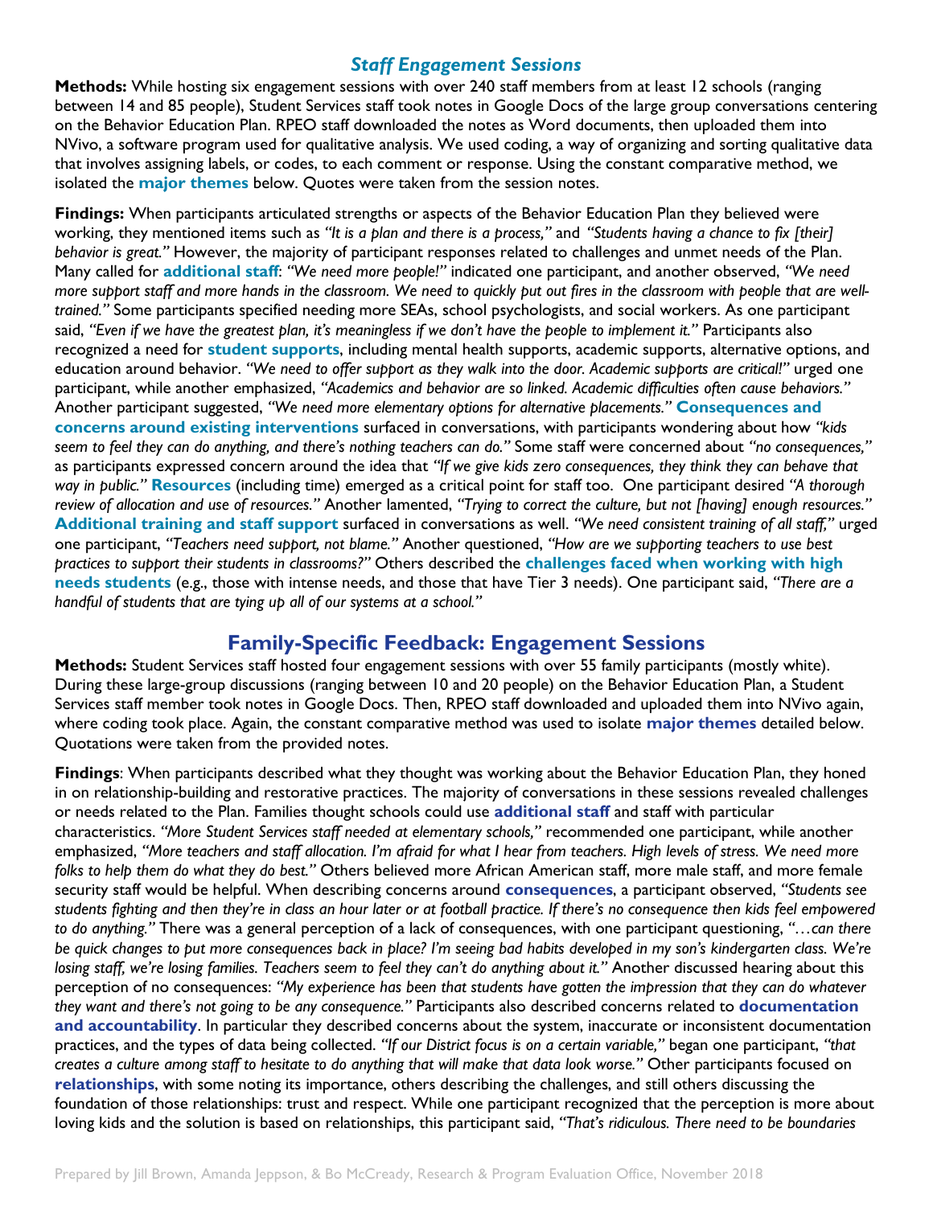### *Staff Engagement Sessions*

**Methods:** While hosting six engagement sessions with over 240 staff members from at least 12 schools (ranging between 14 and 85 people), Student Services staff took notes in Google Docs of the large group conversations centering on the Behavior Education Plan. RPEO staff downloaded the notes as Word documents, then uploaded them into NVivo, a software program used for qualitative analysis. We used coding, a way of organizing and sorting qualitative data that involves assigning labels, or codes, to each comment or response. Using the constant comparative method, we isolated the **major themes** below. Quotes were taken from the session notes.

**Findings:** When participants articulated strengths or aspects of the Behavior Education Plan they believed were working, they mentioned items such as *"It is a plan and there is a process,"* and *"Students having a chance to fix [their] behavior is great."* However, the majority of participant responses related to challenges and unmet needs of the Plan. Many called for **additional staff**: *"We need more people!"* indicated one participant, and another observed, *"We need more support staff and more hands in the classroom. We need to quickly put out fires in the classroom with people that are well-trained."* Some participants specified needing more SEAs, school psychologists, and social workers. As one participant said, *"Even if we have the greatest plan, it's meaningless if we don't have the people to implement it."* Participants also recognized a need for **student supports**, including mental health supports, academic supports, alternative options, and education around behavior. *"We need to offer support as they walk into the door. Academic supports are critical!"* urged one participant, while another emphasized, *"Academics and behavior are so linked. Academic difficulties often cause behaviors."* Another participant suggested, *"We need more elementary options for alternative placements."* **Consequences and concerns around existing interventions** surfaced in conversations, with participants wondering about how *"kids seem to feel they can do anything, and there's nothing teachers can do."* Some staff were concerned about *"no consequences,"* as participants expressed concern around the idea that *"If we give kids zero consequences, they think they can behave that way in public."* **Resources** (including time) emerged as a critical point for staff too. One participant desired *"A thorough review of allocation and use of resources."* Another lamented, *"Trying to correct the culture, but not [having] enough resources."* **Additional training and staff support** surfaced in conversations as well. *"We need consistent training of all staff,"* urged one participant, *"Teachers need support, not blame."* Another questioned, *"How are we supporting teachers to use best practices to support their students in classrooms?"* Others described the **challenges faced when working with high needs students** (e.g., those with intense needs, and those that have Tier 3 needs). One participant said, *"There are a handful of students that are tying up all of our systems at a school."*

## Family-Specific Feedback: Engagement Sessions

**Methods:** Student Services staff hosted four engagement sessions with over 55 family participants (mostly white). During these large-group discussions (ranging between 10 and 20 people) on the Behavior Education Plan, a Student Services staff member took notes in Google Docs. Then, RPEO staff downloaded and uploaded them into NVivo again, where coding took place. Again, the constant comparative method was used to isolate **major themes** detailed below. Quotations were taken from the provided notes.

**Findings**: When participants described what they thought was working about the Behavior Education Plan, they honed in on relationship-building and restorative practices. The majority of conversations in these sessions revealed challenges or needs related to the Plan. Families thought schools could use **additional staff** and staff with particular characteristics. *"More Student Services staff needed at elementary schools,"* recommended one participant, while another emphasized, *"More teachers and staff allocation. I'm afraid for what I hear from teachers. High levels of stress. We need more folks to help them do what they do best."* Others believed more African American staff, more male staff, and more female security staff would be helpful. When describing concerns around **consequences**, a participant observed, *"Students see students fighting and then they're in class an hour later or at football practice. If there's no consequence then kids feel empowered to do anything."* There was a general perception of a lack of consequences, with one participant questioning, *"…can there be quick changes to put more consequences back in place? I'm seeing bad habits developed in my son's kindergarten class. We're losing staff, we're losing families. Teachers seem to feel they can't do anything about it."* Another discussed hearing about this perception of no consequences: *"My experience has been that students have gotten the impression that they can do whatever they want and there's not going to be any consequence."* Participants also described concerns related to **documentation and accountability**. In particular they described concerns about the system, inaccurate or inconsistent documentation practices, and the types of data being collected. *"If our District focus is on a certain variable,"* began one participant, *"that creates a culture among staff to hesitate to do anything that will make that data look worse."* Other participants focused on **relationships**, with some noting its importance, others describing the challenges, and still others discussing the foundation of those relationships: trust and respect. While one participant recognized that the perception is more about loving kids and the solution is based on relationships, this participant said, *"That's ridiculous. There need to be boundaries*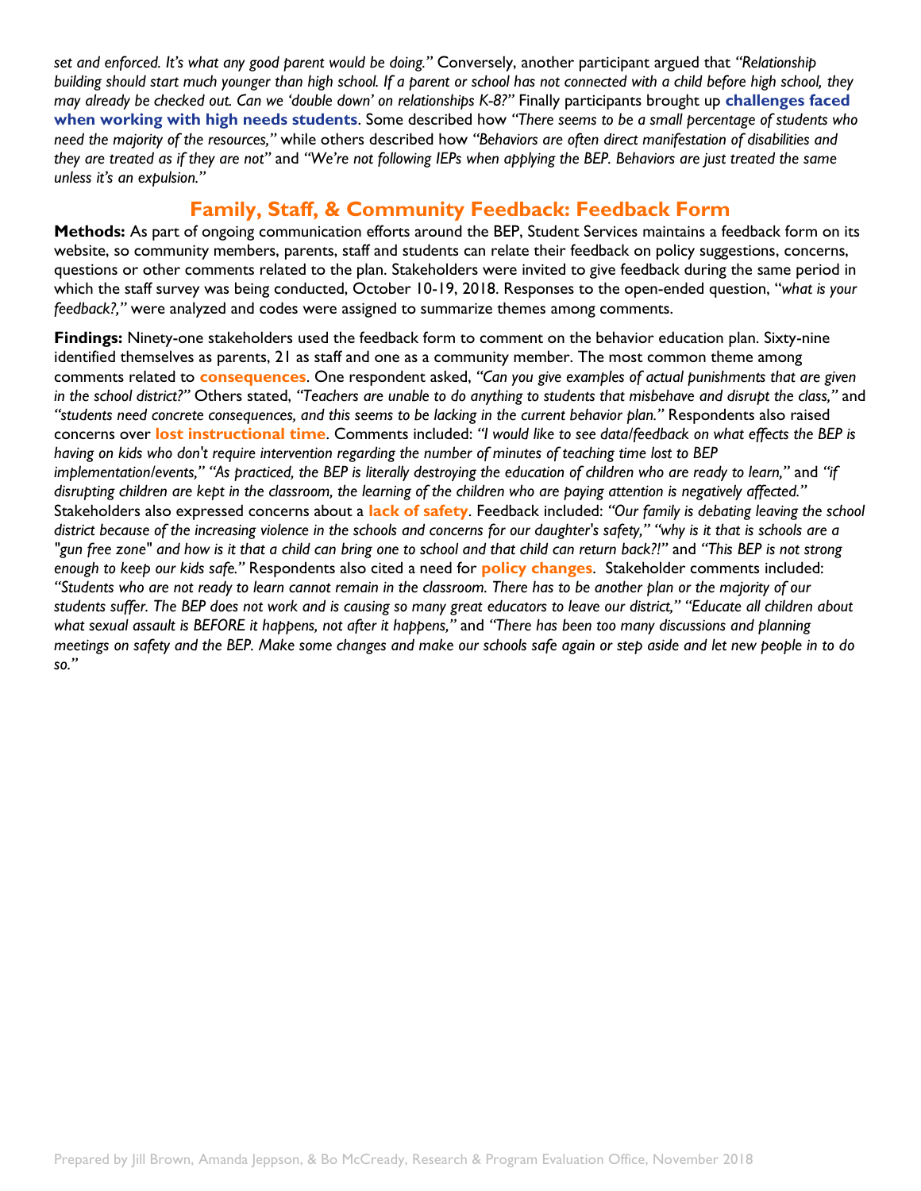*set and enforced. It's what any good parent would be doing."* Conversely, another participant argued that *"Relationship building should start much younger than high school. If a parent or school has not connected with a child before high school, they may already be checked out. Can we 'double down' on relationships K-8?"* Finally participants brought up **challenges faced when working with high needs students**. Some described how *"There seems to be a small percentage of students who need the majority of the resources,"* while others described how *"Behaviors are often direct manifestation of disabilities and they are treated as if they are not"* and *"We're not following IEPs when applying the BEP. Behaviors are just treated the same unless it's an expulsion."*

## Family, Staff, & Community Feedback: Feedback Form

**Methods:** As part of ongoing communication efforts around the BEP, Student Services maintains a feedback form on its website, so community members, parents, staff and students can relate their feedback on policy suggestions, concerns, questions or other comments related to the plan. Stakeholders were invited to give feedback during the same period in which the staff survey was being conducted, October 10-19, 2018. Responses to the open-ended question, "*what is your feedback?,"* were analyzed and codes were assigned to summarize themes among comments.

**Findings:** Ninety-one stakeholders used the feedback form to comment on the behavior education plan. Sixty-nine identified themselves as parents, 21 as staff and one as a community member. The most common theme among comments related to **consequences**. One respondent asked, *"Can you give examples of actual punishments that are given in the school district?"* Others stated, *"Teachers are unable to do anything to students that misbehave and disrupt the class,"* and *"students need concrete consequences, and this seems to be lacking in the current behavior plan."* Respondents also raised concerns over **lost instructional time**. Comments included: *"I would like to see data/feedback on what effects the BEP is having on kids who don't require intervention regarding the number of minutes of teaching time lost to BEP implementation/events," "As practiced, the BEP is literally destroying the education of children who are ready to learn,"* and *"if disrupting children are kept in the classroom, the learning of the children who are paying attention is negatively affected."* Stakeholders also expressed concerns about a **lack of safety**. Feedback included: *"Our family is debating leaving the school district because of the increasing violence in the schools and concerns for our daughter's safety," "why is it that is schools are a* "gun free zone" *and how is it that a child can bring one to school and that child can return back?!"* and *"This BEP is not strong enough to keep our kids safe."* Respondents also cited a need for **policy changes**. Stakeholder comments included: *"Students who are not ready to learn cannot remain in the classroom. There has to be another plan or the majority of our students suffer. The BEP does not work and is causing so many great educators to leave our district," "Educate all children about what sexual assault is BEFORE it happens, not after it happens,"* and *"There has been too many discussions and planning meetings on safety and the BEP. Make some changes and make our schools safe again or step aside and let new people in to do so."*